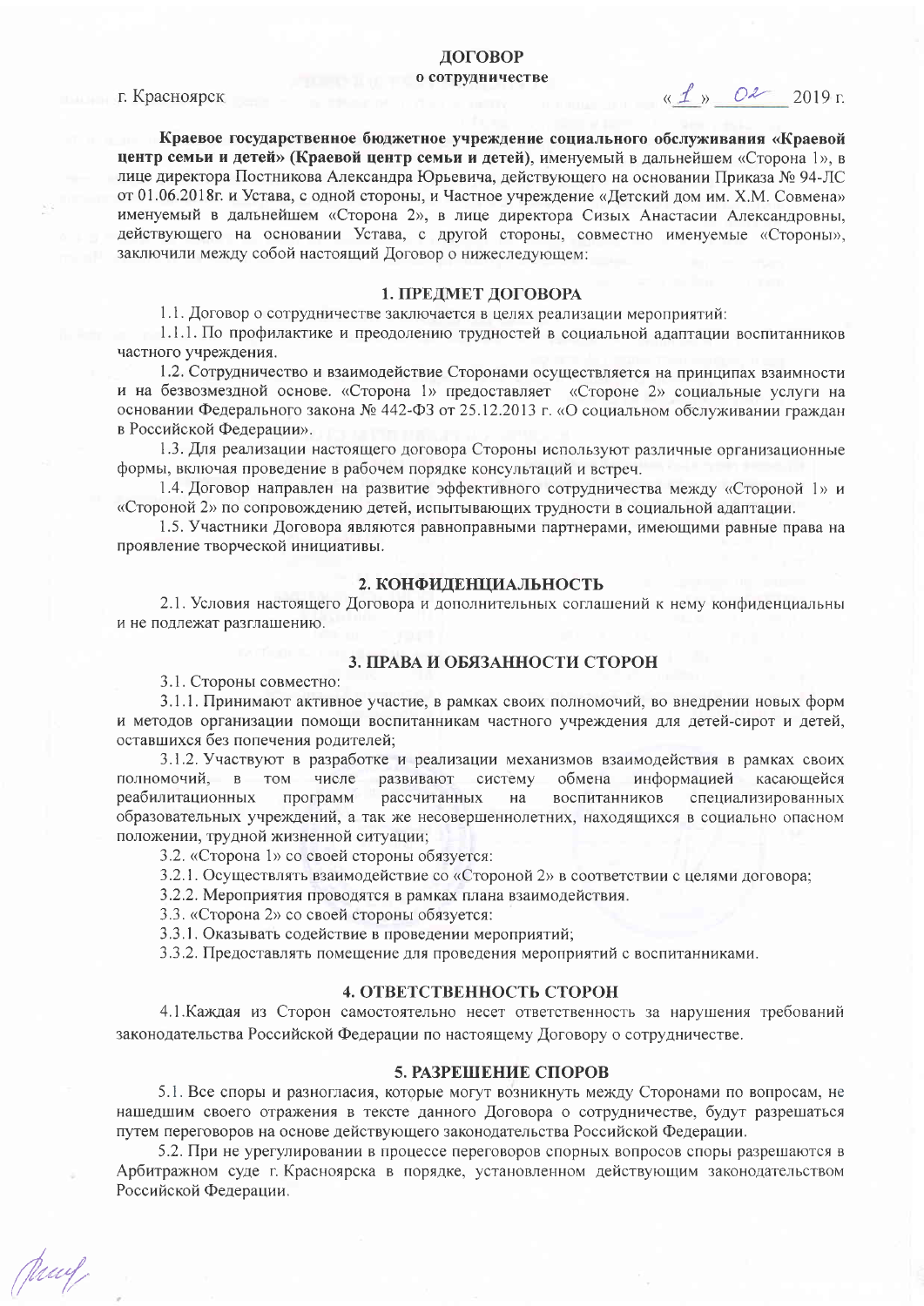# ДОГОВОР

## о сотрудничестве

г. Красноярск «1» 02 2019 г.

**Краевое государственное бюджетное учреждение социального обслуживания «Краевой центр семьи и детей» (Краевой центр семьи и детей)**, именуемый в дальнейшем «Сторона 1», в лице директора Постникова Александра Юрьевича, действующего на основании Приказа № 94-ЛС от 01.06.2018г. и Устава, с одной стороны, и Частное учреждение «Детский дом им. Х.М. Совмена» именуемый в дальнейшем «Сторона 2», в лице директора Сизых Анастасии Александровны, действующего на основании Устава, с другой стороны, совместно именуемые «Стороны», заключили между собой настоящий Договор о нижеследующем:

### 1. ПРЕДМЕТ ДОГОВОРА

1.1. Договор о сотрудничестве заключается в целях реализации мероприятий:

1.1.1. По профилактике и преодолению трудностей в социальной адаптации воспитанников частного учреждения.

1.2. Сотрудничество и взаимодействие Сторонами осуществляется на принципах взаимности и на безвозмездной основе. «Сторона 1» предоставляет «Стороне 2» социальные услуги на основании Федерального закона № 442-ФЗ от 25.12.2013 г. «О социальном обслуживании граждан в Российской Федерации».

1.3. Для реализации настоящего договора Стороны используют различные организационные формы, включая проведение в рабочем порядке консультаций и встреч.

1.4. Договор направлен на развитие эффективного сотрудничества между «Стороной 1» и «Стороной 2» по сопровождению детей, испытывающих трудности в социальной адаптации.

1.5. Участники Договора являются равноправными партнерами, имеющими равные права на проявление творческой инициативы.

### 2. КОНФИДЕНЦИАЛЬНОСТЬ

2.1. Условия настоящего Договора и дополнительных соглашений к нему конфиденциальны и не подлежат разглашению.

### 3. ПРАВА И ОБЯЗАННОСТИ СТОРОН

3.1. Стороны совместно:

3.1.1. Принимают активное участие, в рамках своих полномочий, во внедрении новых форм и методов организации помощи воспитанникам частного учреждения для детей-сирот и детей, оставшихся без попечения родителей;

3.1.2. Участвуют в разработке и реализации механизмов взаимодействия в рамках своих полномочий, в том числе развивают систему обмена информацией касающейся реабилитационных программ рассчитанных на воспитанников специализированных образовательных учреждений, а так же несовершеннолетних, находящихся в социально опасном положении, трудной жизненной ситуации;

3.2. «Сторона 1» со своей стороны обязуется:

3.2.1. Осуществлять взаимодействие со «Стороной 2» в соответствии с целями договора;

3.2.2. Мероприятия проводятся в рамках плана взаимодействия.

3.3. «Сторона 2» со своей стороны обязуется:

3.3.1. Оказывать содействие в проведении мероприятий;

3.3.2. Предоставлять помещение для проведения мероприятий с воспитанниками.

### 4. ОТВЕТСТВЕННОСТЬ СТОРОН

4.1.Каждая из Сторон самостоятельно несет ответственность за нарушения требований законодательства Российской Федерации по настоящему Договору о сотрудничестве.

### 5. РАЗРЕШЕНИЕ СПОРОВ

5.1. Все споры и разногласия, которые могут возникнуть между Сторонами по вопросам, не нашедшим своего отражения в тексте данного Договора о сотрудничестве, будут разрешаться путем переговоров на основе действующего законодательства Российской Федерации.

5.2. При не урегулировании в процессе переговоров спорных вопросов споры разрешаются в Арбитражном суде г. Красноярска в порядке, установленном действующим законодательством Российской Федерации.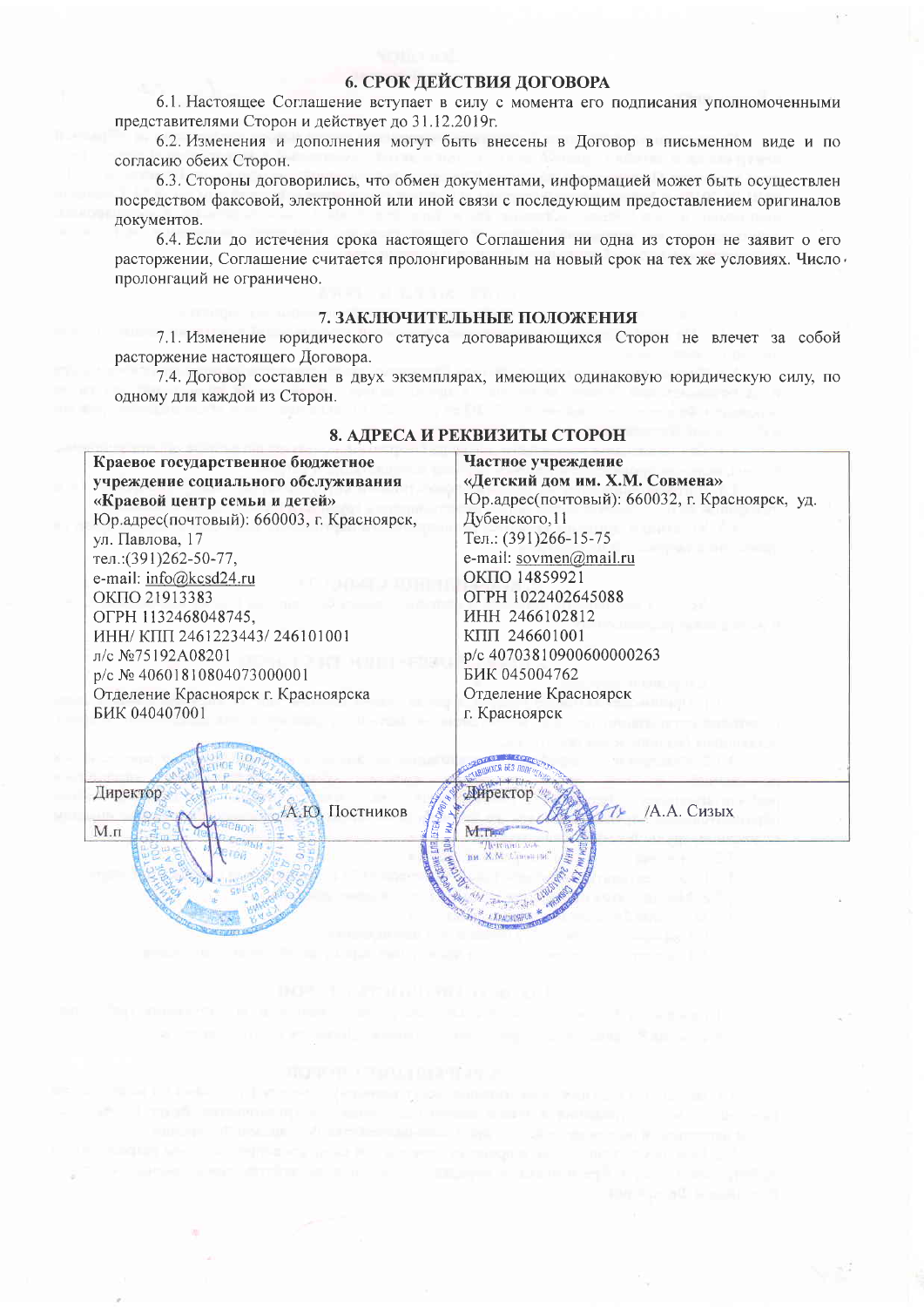## 6. СРОК ДЕЙСТВИЯ ДОГОВОРА

6.1. Настоящее Соглашение вступает в силу с момента его подписания уполномоченными представителями Сторон и действует до 31.12.2019г.

6.2. Изменения и дополнения могут быть внесены в Договор в письменном виде и по согласию обеих Сторон.

6.3. Стороны договорились, что обмен документами, информацией может быть осуществлен посредством факсовой, электронной или иной связи с последующим предоставлением оригиналов документов.

6.4. Если до истечения срока настоящего Соглашения ни одна из сторон не заявит о его расторжении, Соглашение считается пролонгированным на новый срок на тех же условиях. Число пролонгаций не ограничено.

## 7. ЗАКЛЮЧИТЕЛЬНЫЕ ПОЛОЖЕНИЯ

7.1. Изменение юридического статуса договаривающихся Сторон не влечет за собой расторжение настоящего Договора.

7.4. Договор составлен в двух экземплярах, имеющих одинаковую юридическую силу, по одному для каждой из Сторон.

## 8. АДРЕСА И РЕКВИЗИТЫ СТОРОН

| | |
|---|---|
| **Краевое государственное бюджетное учреждение социального обслуживания «Краевой центр семьи и детей»**<br>Юр.адрес(почтовый): 660003, г. Красноярск, ул. Павлова, 17<br>тел.:(391)262-50-77,<br>e-mail: info@kcsd24.ru<br>ОКПО 21913383<br>ОГРН 1132468048745,<br>ИНН/ КПП 2461223443/ 246101001<br>л/с №75192А08201<br>р/с № 40601810804073000001<br>Отделение Красноярск г. Красноярска<br>БИК 040407001 | **Частное учреждение «Детский дом им. Х.М. Совмена»**<br>Юр.адрес(почтовый): 660032, г. Красноярск, ул. Дубенского,11<br>Тел.: (391)266-15-75<br>e-mail: sovmen@mail.ru<br>ОКПО 14859921<br>ОГРН 1022402645088<br>ИНН 2466102812<br>КПП 246601001<br>р/с 40703810900600000263<br>БИК 045004762<br>Отделение Красноярск<br>г. Красноярск |
| Директор ___________ /А.Ю. Постников<br>М.п | Директор ___________ /А.А. Сизых<br>М.п |